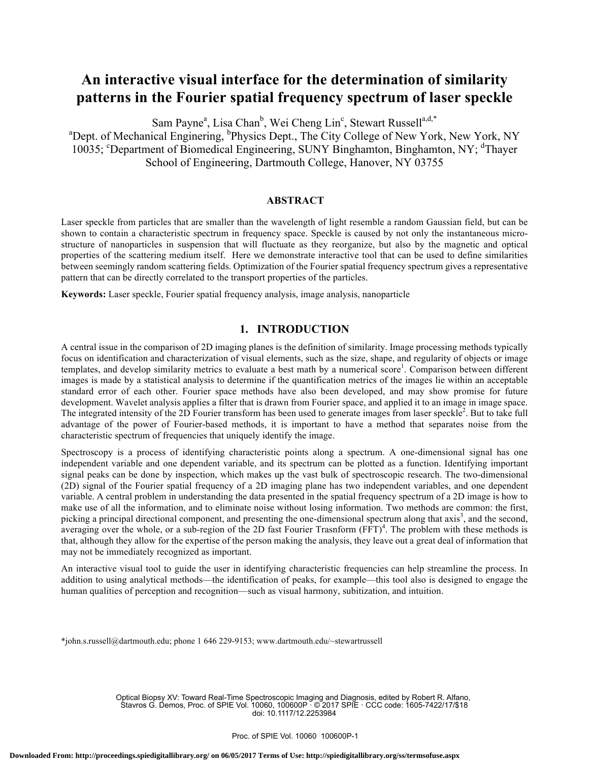# An interactive visual interface for the determination of similarity patterns in the Fourier spatial frequency spectrum of laser speckle

Sam Payne[a], Lisa Chan[b], Wei Cheng Lin[c], Stewart Russell[a,d,*]

[a]Dept. of Mechanical Enginering, [b]Physics Dept., The City College of New York, New York, NY 10035; [c]Department of Biomedical Engineering, SUNY Binghamton, Binghamton, NY; [d]Thayer School of Engineering, Dartmouth College, Hanover, NY 03755

## ABSTRACT

Laser speckle from particles that are smaller than the wavelength of light resemble a random Gaussian field, but can be shown to contain a characteristic spectrum in frequency space. Speckle is caused by not only the instantaneous micro-structure of nanoparticles in suspension that will fluctuate as they reorganize, but also by the magnetic and optical properties of the scattering medium itself. Here we demonstrate interactive tool that can be used to define similarities between seemingly random scattering fields. Optimization of the Fourier spatial frequency spectrum gives a representative pattern that can be directly correlated to the transport properties of the particles.

**Keywords:** Laser speckle, Fourier spatial frequency analysis, image analysis, nanoparticle

## 1. INTRODUCTION

A central issue in the comparison of 2D imaging planes is the definition of similarity. Image processing methods typically focus on identification and characterization of visual elements, such as the size, shape, and regularity of objects or image templates, and develop similarity metrics to evaluate a best math by a numerical score[1]. Comparison between different images is made by a statistical analysis to determine if the quantification metrics of the images lie within an acceptable standard error of each other. Fourier space methods have also been developed, and may show promise for future development. Wavelet analysis applies a filter that is drawn from Fourier space, and applied it to an image in image space. The integrated intensity of the 2D Fourier transform has been used to generate images from laser speckle[2]. But to take full advantage of the power of Fourier-based methods, it is important to have a method that separates noise from the characteristic spectrum of frequencies that uniquely identify the image.

Spectroscopy is a process of identifying characteristic points along a spectrum. A one-dimensional signal has one independent variable and one dependent variable, and its spectrum can be plotted as a function. Identifying important signal peaks can be done by inspection, which makes up the vast bulk of spectroscopic research. The two-dimensional (2D) signal of the Fourier spatial frequency of a 2D imaging plane has two independent variables, and one dependent variable. A central problem in understanding the data presented in the spatial frequency spectrum of a 2D image is how to make use of all the information, and to eliminate noise without losing information. Two methods are common: the first, picking a principal directional component, and presenting the one-dimensional spectrum along that axis[3], and the second, averaging over the whole, or a sub-region of the 2D fast Fourier Trasnform (FFT)[4]. The problem with these methods is that, although they allow for the expertise of the person making the analysis, they leave out a great deal of information that may not be immediately recognized as important.

An interactive visual tool to guide the user in identifying characteristic frequencies can help streamline the process. In addition to using analytical methods—the identification of peaks, for example—this tool also is designed to engage the human qualities of perception and recognition—such as visual harmony, subitization, and intuition.

*john.s.russell@dartmouth.edu; phone 1 646 229-9153; www.dartmouth.edu/~stewartrussell

Optical Biopsy XV: Toward Real-Time Spectroscopic Imaging and Diagnosis, edited by Robert R. Alfano, Stavros G. Demos, Proc. of SPIE Vol. 10060, 100600P · © 2017 SPIE · CCC code: 1605-7422/17/$18 doi: 10.1117/12.2253984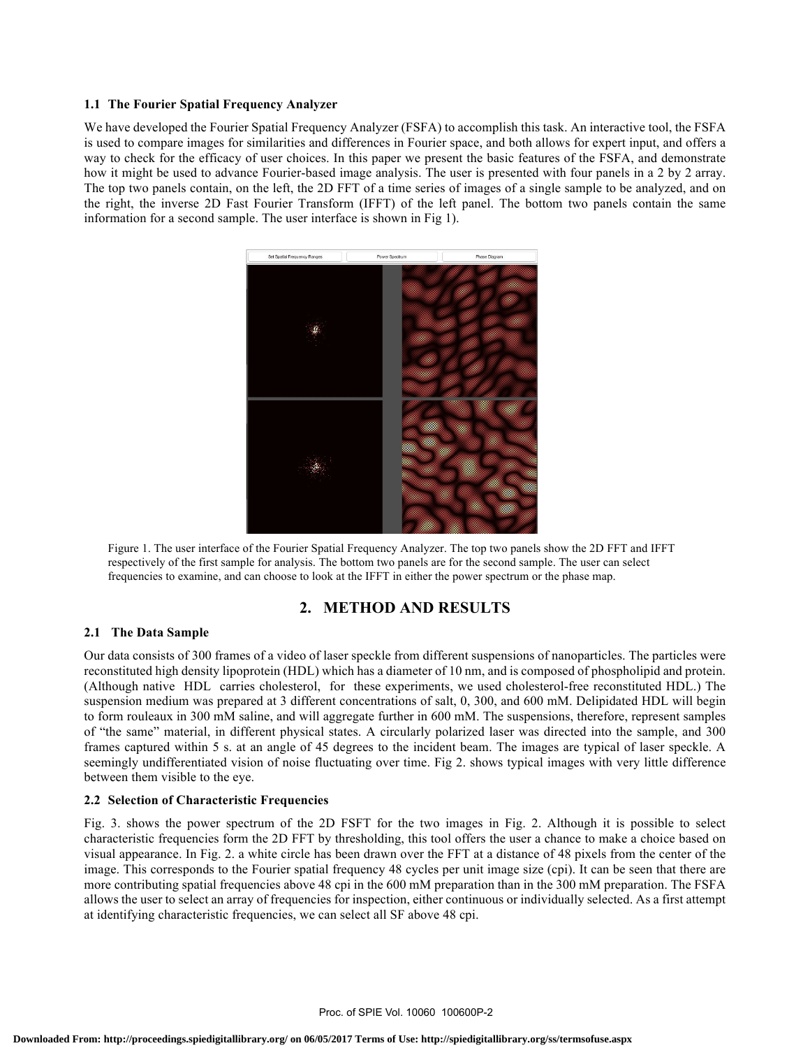### 1.1 The Fourier Spatial Frequency Analyzer

We have developed the Fourier Spatial Frequency Analyzer (FSFA) to accomplish this task. An interactive tool, the FSFA is used to compare images for similarities and differences in Fourier space, and both allows for expert input, and offers a way to check for the efficacy of user choices. In this paper we present the basic features of the FSFA, and demonstrate how it might be used to advance Fourier-based image analysis. The user is presented with four panels in a 2 by 2 array. The top two panels contain, on the left, the 2D FFT of a time series of images of a single sample to be analyzed, and on the right, the inverse 2D Fast Fourier Transform (IFFT) of the left panel. The bottom two panels contain the same information for a second sample. The user interface is shown in Fig 1).

Figure 1. The user interface of the Fourier Spatial Frequency Analyzer. The top two panels show the 2D FFT and IFFT respectively of the first sample for analysis. The bottom two panels are for the second sample. The user can select frequencies to examine, and can choose to look at the IFFT in either the power spectrum or the phase map.

## 2. METHOD AND RESULTS

### 2.1 The Data Sample

Our data consists of 300 frames of a video of laser speckle from different suspensions of nanoparticles. The particles were reconstituted high density lipoprotein (HDL) which has a diameter of 10 nm, and is composed of phospholipid and protein. (Although native HDL carries cholesterol, for these experiments, we used cholesterol-free reconstituted HDL.) The suspension medium was prepared at 3 different concentrations of salt, 0, 300, and 600 mM. Delipidated HDL will begin to form rouleaux in 300 mM saline, and will aggregate further in 600 mM. The suspensions, therefore, represent samples of "the same" material, in different physical states. A circularly polarized laser was directed into the sample, and 300 frames captured within 5 s. at an angle of 45 degrees to the incident beam. The images are typical of laser speckle. A seemingly undifferentiated vision of noise fluctuating over time. Fig 2. shows typical images with very little difference between them visible to the eye.

### 2.2 Selection of Characteristic Frequencies

Fig. 3. shows the power spectrum of the 2D FSFT for the two images in Fig. 2. Although it is possible to select characteristic frequencies form the 2D FFT by thresholding, this tool offers the user a chance to make a choice based on visual appearance. In Fig. 2. a white circle has been drawn over the FFT at a distance of 48 pixels from the center of the image. This corresponds to the Fourier spatial frequency 48 cycles per unit image size (cpi). It can be seen that there are more contributing spatial frequencies above 48 cpi in the 600 mM preparation than in the 300 mM preparation. The FSFA allows the user to select an array of frequencies for inspection, either continuous or individually selected. As a first attempt at identifying characteristic frequencies, we can select all SF above 48 cpi.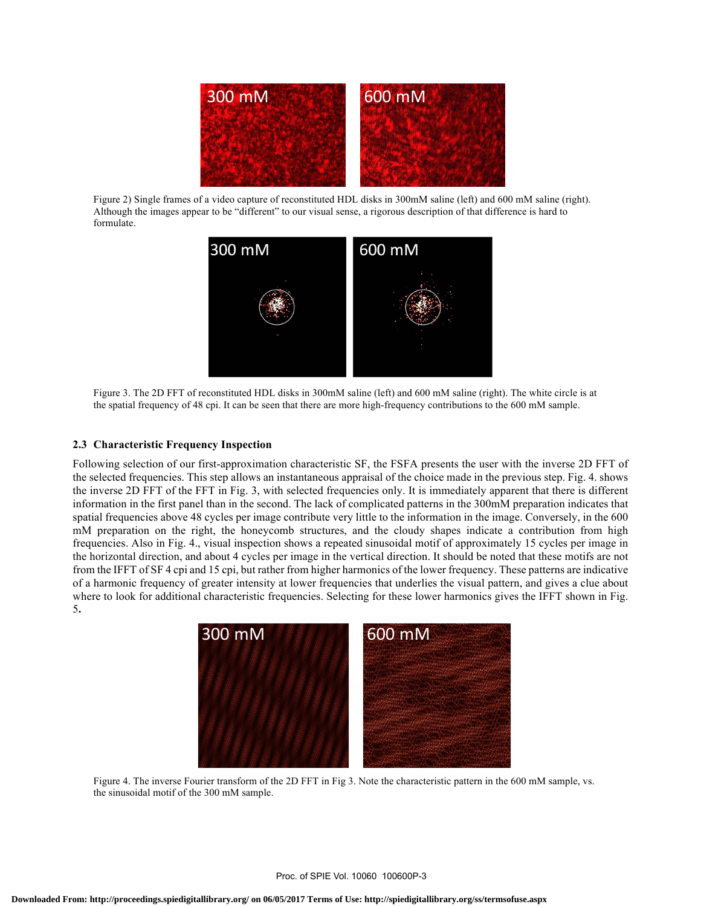Figure 2) Single frames of a video capture of reconstituted HDL disks in 300mM saline (left) and 600 mM saline (right). Although the images appear to be "different" to our visual sense, a rigorous description of that difference is hard to formulate.

Figure 3. The 2D FFT of reconstituted HDL disks in 300mM saline (left) and 600 mM saline (right). The white circle is at the spatial frequency of 48 cpi. It can be seen that there are more high-frequency contributions to the 600 mM sample.

### 2.3 Characteristic Frequency Inspection

Following selection of our first-approximation characteristic SF, the FSFA presents the user with the inverse 2D FFT of the selected frequencies. This step allows an instantaneous appraisal of the choice made in the previous step. Fig. 4. shows the inverse 2D FFT of the FFT in Fig. 3, with selected frequencies only. It is immediately apparent that there is different information in the first panel than in the second. The lack of complicated patterns in the 300mM preparation indicates that spatial frequencies above 48 cycles per image contribute very little to the information in the image. Conversely, in the 600 mM preparation on the right, the honeycomb structures, and the cloudy shapes indicate a contribution from high frequencies. Also in Fig. 4., visual inspection shows a repeated sinusoidal motif of approximately 15 cycles per image in the horizontal direction, and about 4 cycles per image in the vertical direction. It should be noted that these motifs are not from the IFFT of SF 4 cpi and 15 cpi, but rather from higher harmonics of the lower frequency. These patterns are indicative of a harmonic frequency of greater intensity at lower frequencies that underlies the visual pattern, and gives a clue about where to look for additional characteristic frequencies. Selecting for these lower harmonics gives the IFFT shown in Fig. 5**.**

Figure 4. The inverse Fourier transform of the 2D FFT in Fig 3. Note the characteristic pattern in the 600 mM sample, vs. the sinusoidal motif of the 300 mM sample.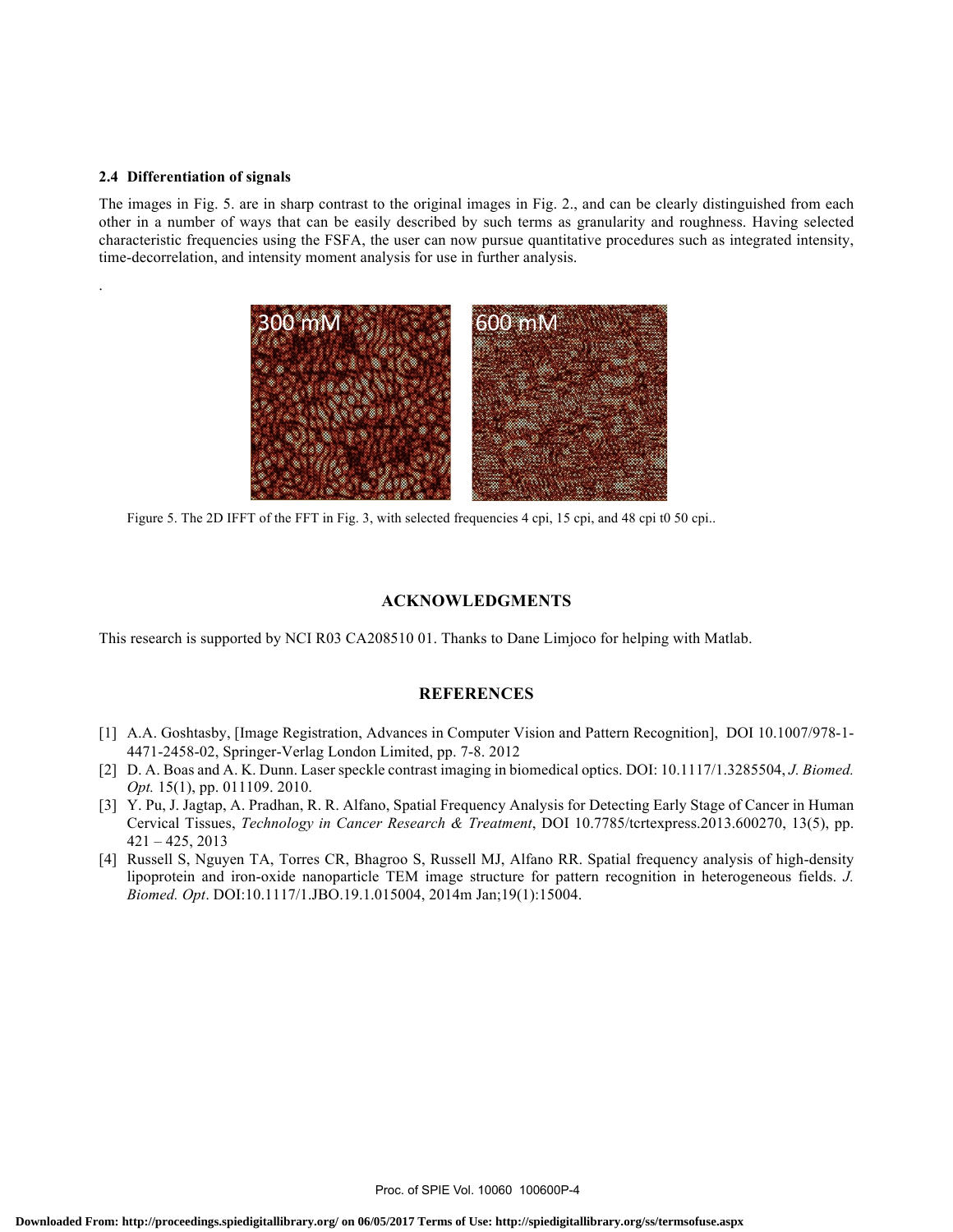### 2.4 Differentiation of signals

The images in Fig. 5. are in sharp contrast to the original images in Fig. 2., and can be clearly distinguished from each other in a number of ways that can be easily described by such terms as granularity and roughness. Having selected characteristic frequencies using the FSFA, the user can now pursue quantitative procedures such as integrated intensity, time-decorrelation, and intensity moment analysis for use in further analysis.

.

300 mM

600 mM

Figure 5. The 2D IFFT of the FFT in Fig. 3, with selected frequencies 4 cpi, 15 cpi, and 48 cpi t0 50 cpi..

## ACKNOWLEDGMENTS

This research is supported by NCI R03 CA208510 01. Thanks to Dane Limjoco for helping with Matlab.

## REFERENCES

[1] A.A. Goshtasby, [Image Registration, Advances in Computer Vision and Pattern Recognition], DOI 10.1007/978-1-4471-2458-02, Springer-Verlag London Limited, pp. 7-8. 2012

[2] D. A. Boas and A. K. Dunn. Laser speckle contrast imaging in biomedical optics. DOI: 10.1117/1.3285504, *J. Biomed. Opt.* 15(1), pp. 011109. 2010.

[3] Y. Pu, J. Jagtap, A. Pradhan, R. R. Alfano, Spatial Frequency Analysis for Detecting Early Stage of Cancer in Human Cervical Tissues, *Technology in Cancer Research & Treatment*, DOI 10.7785/tcrtexpress.2013.600270, 13(5), pp. 421 – 425, 2013

[4] Russell S, Nguyen TA, Torres CR, Bhagroo S, Russell MJ, Alfano RR. Spatial frequency analysis of high-density lipoprotein and iron-oxide nanoparticle TEM image structure for pattern recognition in heterogeneous fields. *J. Biomed. Opt*. DOI:10.1117/1.JBO.19.1.015004, 2014m Jan;19(1):15004.